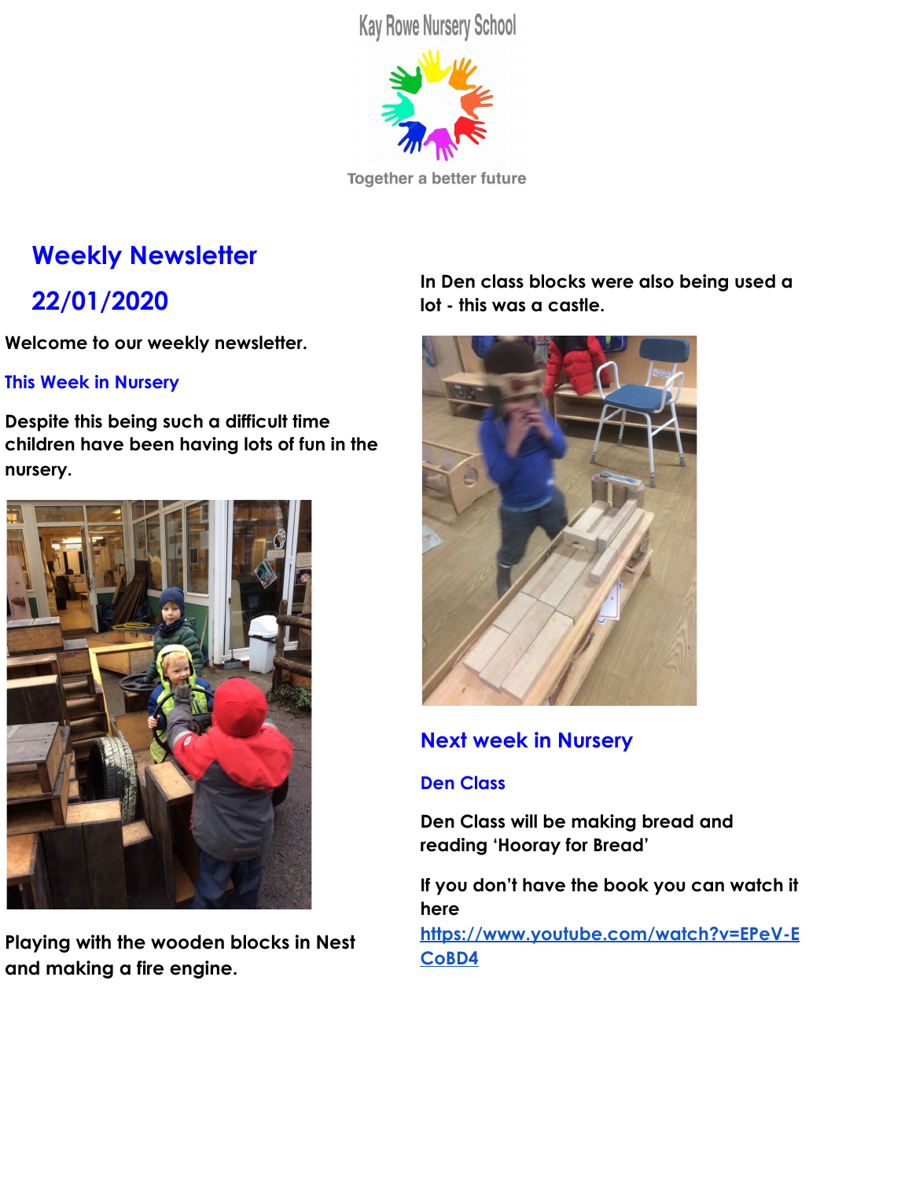Kay Rowe Nursery School

Together a better future

# Weekly Newsletter

# 22/01/2020

**Welcome to our weekly newsletter.**

## This Week in Nursery

**Despite this being such a difficult time children have been having lots of fun in the nursery.**

**Playing with the wooden blocks in Nest and making a fire engine.**

**In Den class blocks were also being used a lot - this was a castle.**

## Next week in Nursery

### Den Class

**Den Class will be making bread and reading 'Hooray for Bread'**

**If you don't have the book you can watch it here [https://www.youtube.com/watch?v=EPeV-ECoBD4](https://www.youtube.com/watch?v=EPeV-ECoBD4)**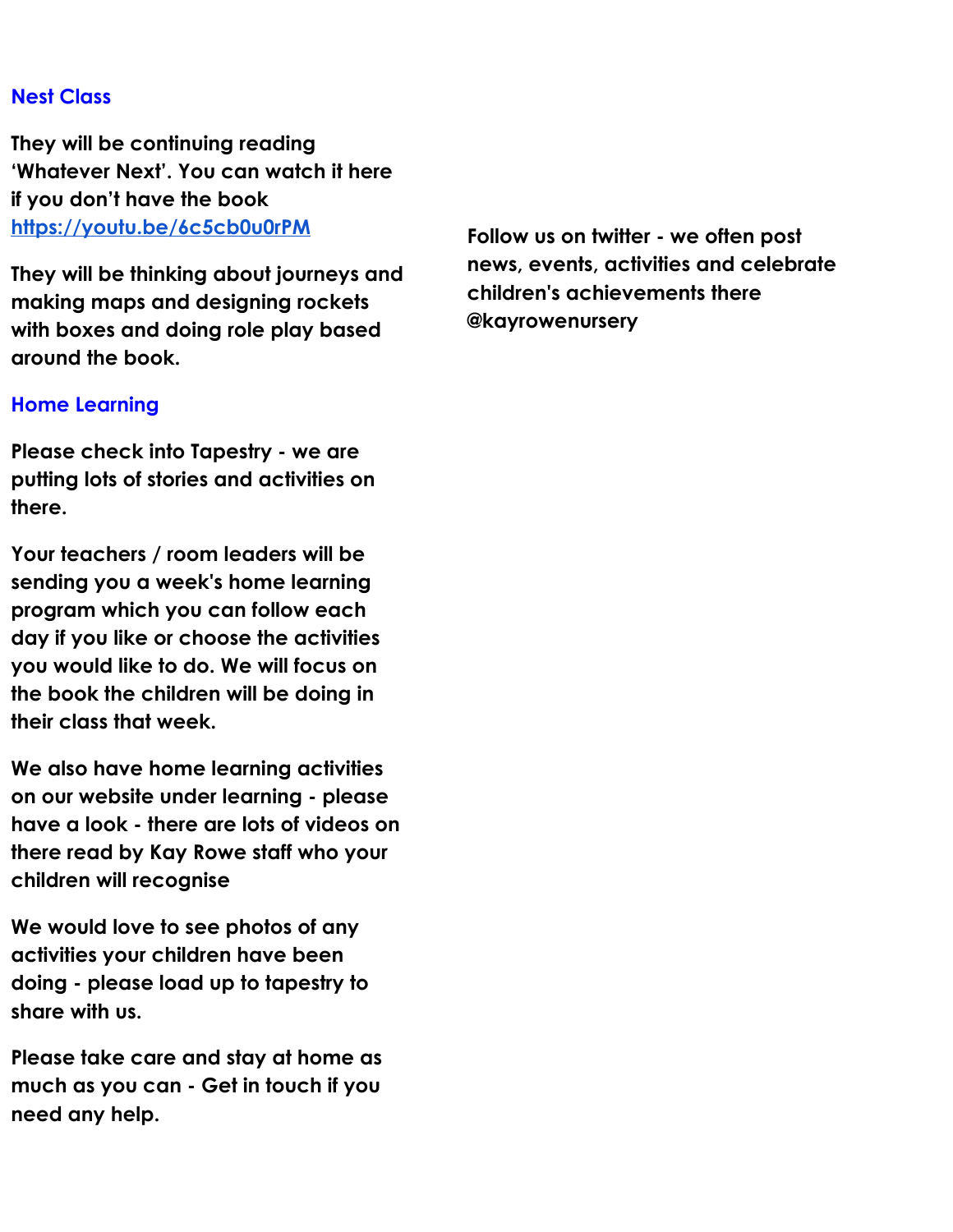## Nest Class

**They will be continuing reading 'Whatever Next'. You can watch it here if you don't have the book [https://youtu.be/6c5cb0u0rPM](https://youtu.be/6c5cb0u0rPM)**

**They will be thinking about journeys and making maps and designing rockets with boxes and doing role play based around the book.**

## Home Learning

**Please check into Tapestry - we are putting lots of stories and activities on there.**

**Your teachers / room leaders will be sending you a week's home learning program which you can follow each day if you like or choose the activities you would like to do. We will focus on the book the children will be doing in their class that week.**

**We also have home learning activities on our website under learning - please have a look - there are lots of videos on there read by Kay Rowe staff who your children will recognise**

**We would love to see photos of any activities your children have been doing - please load up to tapestry to share with us.**

**Please take care and stay at home as much as you can - Get in touch if you need any help.**

**Follow us on twitter - we often post news, events, activities and celebrate children's achievements there @kayrowenursery**